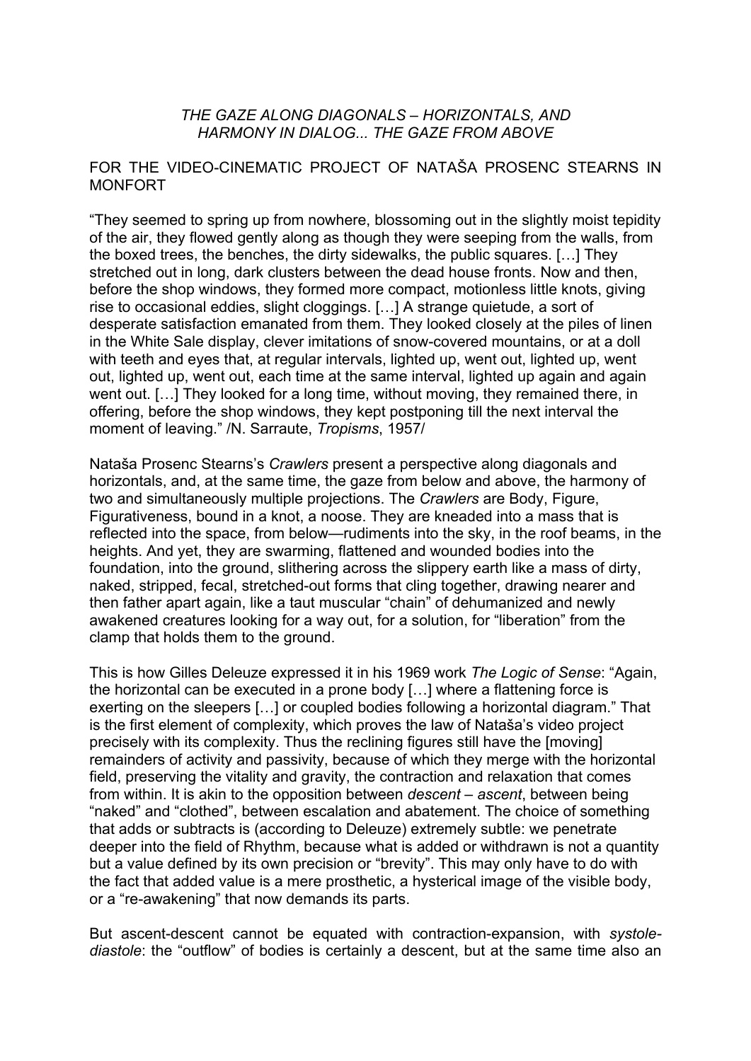*THE GAZE ALONG DIAGONALS – HORIZONTALS, AND HARMONY IN DIALOG... THE GAZE FROM ABOVE*

FOR THE VIDEO-CINEMATIC PROJECT OF NATAŠA PROSENC STEARNS IN MONFORT

“They seemed to spring up from nowhere, blossoming out in the slightly moist tepidity of the air, they flowed gently along as though they were seeping from the walls, from the boxed trees, the benches, the dirty sidewalks, the public squares. […] They stretched out in long, dark clusters between the dead house fronts. Now and then, before the shop windows, they formed more compact, motionless little knots, giving rise to occasional eddies, slight cloggings. […] A strange quietude, a sort of desperate satisfaction emanated from them. They looked closely at the piles of linen in the White Sale display, clever imitations of snow-covered mountains, or at a doll with teeth and eyes that, at regular intervals, lighted up, went out, lighted up, went out, lighted up, went out, each time at the same interval, lighted up again and again went out. […] They looked for a long time, without moving, they remained there, in offering, before the shop windows, they kept postponing till the next interval the moment of leaving.” /N. Sarraute, *Tropisms*, 1957/

Nataša Prosenc Stearns’s *Crawlers* present a perspective along diagonals and horizontals, and, at the same time, the gaze from below and above, the harmony of two and simultaneously multiple projections. The *Crawlers* are Body, Figure, Figurativeness, bound in a knot, a noose. They are kneaded into a mass that is reflected into the space, from below—rudiments into the sky, in the roof beams, in the heights. And yet, they are swarming, flattened and wounded bodies into the foundation, into the ground, slithering across the slippery earth like a mass of dirty, naked, stripped, fecal, stretched-out forms that cling together, drawing nearer and then father apart again, like a taut muscular “chain” of dehumanized and newly awakened creatures looking for a way out, for a solution, for “liberation” from the clamp that holds them to the ground.

This is how Gilles Deleuze expressed it in his 1969 work *The Logic of Sense*: “Again, the horizontal can be executed in a prone body […] where a flattening force is exerting on the sleepers […] or coupled bodies following a horizontal diagram.” That is the first element of complexity, which proves the law of Nataša’s video project precisely with its complexity. Thus the reclining figures still have the [moving] remainders of activity and passivity, because of which they merge with the horizontal field, preserving the vitality and gravity, the contraction and relaxation that comes from within. It is akin to the opposition between *descent* – *ascent*, between being “naked” and “clothed”, between escalation and abatement. The choice of something that adds or subtracts is (according to Deleuze) extremely subtle: we penetrate deeper into the field of Rhythm, because what is added or withdrawn is not a quantity but a value defined by its own precision or “brevity”. This may only have to do with the fact that added value is a mere prosthetic, a hysterical image of the visible body, or a “re-awakening” that now demands its parts.

But ascent-descent cannot be equated with contraction-expansion, with *systole-diastole*: the “outflow” of bodies is certainly a descent, but at the same time also an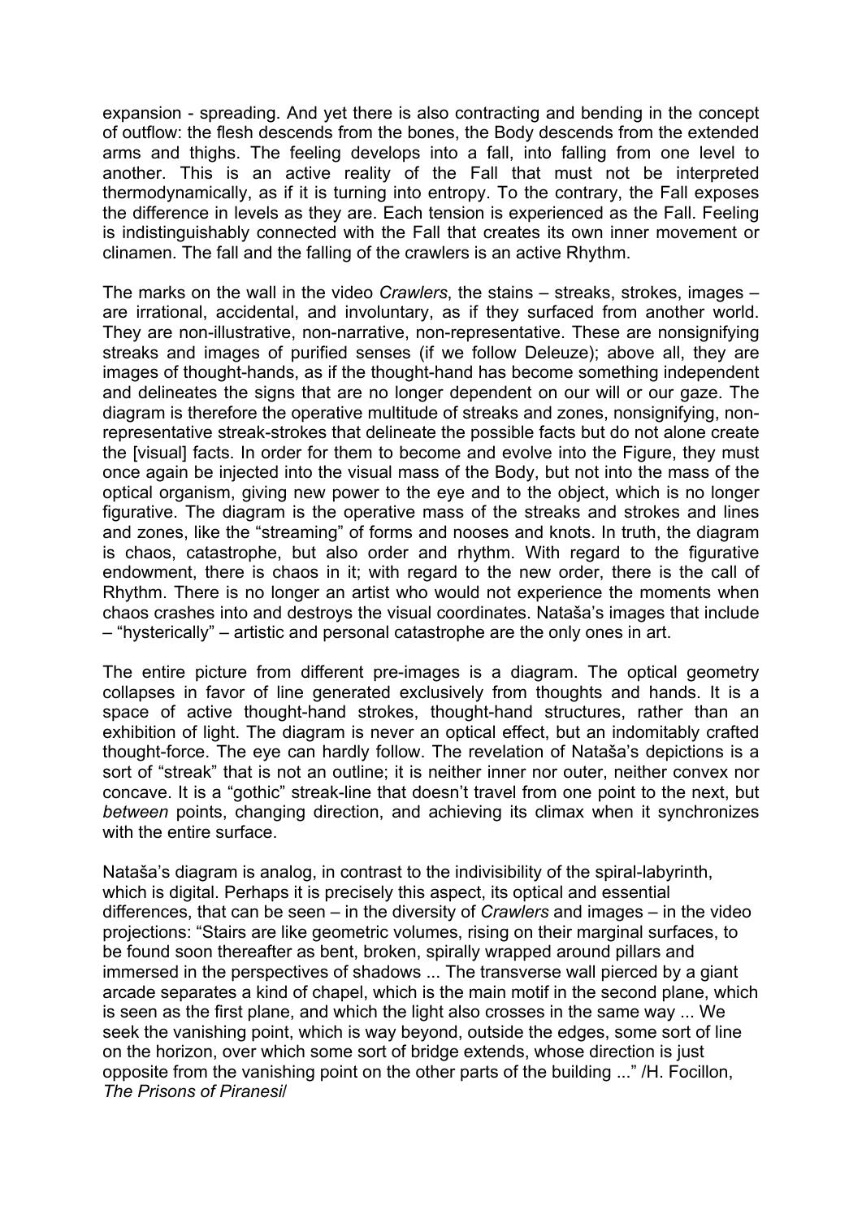expansion - spreading. And yet there is also contracting and bending in the concept of outflow: the flesh descends from the bones, the Body descends from the extended arms and thighs. The feeling develops into a fall, into falling from one level to another. This is an active reality of the Fall that must not be interpreted thermodynamically, as if it is turning into entropy. To the contrary, the Fall exposes the difference in levels as they are. Each tension is experienced as the Fall. Feeling is indistinguishably connected with the Fall that creates its own inner movement or clinamen. The fall and the falling of the crawlers is an active Rhythm.

The marks on the wall in the video *Crawlers*, the stains – streaks, strokes, images – are irrational, accidental, and involuntary, as if they surfaced from another world. They are non-illustrative, non-narrative, non-representative. These are nonsignifying streaks and images of purified senses (if we follow Deleuze); above all, they are images of thought-hands, as if the thought-hand has become something independent and delineates the signs that are no longer dependent on our will or our gaze. The diagram is therefore the operative multitude of streaks and zones, nonsignifying, non-representative streak-strokes that delineate the possible facts but do not alone create the [visual] facts. In order for them to become and evolve into the Figure, they must once again be injected into the visual mass of the Body, but not into the mass of the optical organism, giving new power to the eye and to the object, which is no longer figurative. The diagram is the operative mass of the streaks and strokes and lines and zones, like the "streaming" of forms and nooses and knots. In truth, the diagram is chaos, catastrophe, but also order and rhythm. With regard to the figurative endowment, there is chaos in it; with regard to the new order, there is the call of Rhythm. There is no longer an artist who would not experience the moments when chaos crashes into and destroys the visual coordinates. Nataša's images that include – "hysterically" – artistic and personal catastrophe are the only ones in art.

The entire picture from different pre-images is a diagram. The optical geometry collapses in favor of line generated exclusively from thoughts and hands. It is a space of active thought-hand strokes, thought-hand structures, rather than an exhibition of light. The diagram is never an optical effect, but an indomitably crafted thought-force. The eye can hardly follow. The revelation of Nataša's depictions is a sort of "streak" that is not an outline; it is neither inner nor outer, neither convex nor concave. It is a "gothic" streak-line that doesn't travel from one point to the next, but *between* points, changing direction, and achieving its climax when it synchronizes with the entire surface.

Nataša's diagram is analog, in contrast to the indivisibility of the spiral-labyrinth, which is digital. Perhaps it is precisely this aspect, its optical and essential differences, that can be seen – in the diversity of *Crawlers* and images – in the video projections: "Stairs are like geometric volumes, rising on their marginal surfaces, to be found soon thereafter as bent, broken, spirally wrapped around pillars and immersed in the perspectives of shadows ... The transverse wall pierced by a giant arcade separates a kind of chapel, which is the main motif in the second plane, which is seen as the first plane, and which the light also crosses in the same way ... We seek the vanishing point, which is way beyond, outside the edges, some sort of line on the horizon, over which some sort of bridge extends, whose direction is just opposite from the vanishing point on the other parts of the building ..." /H. Focillon, *The Prisons of Piranesi*/